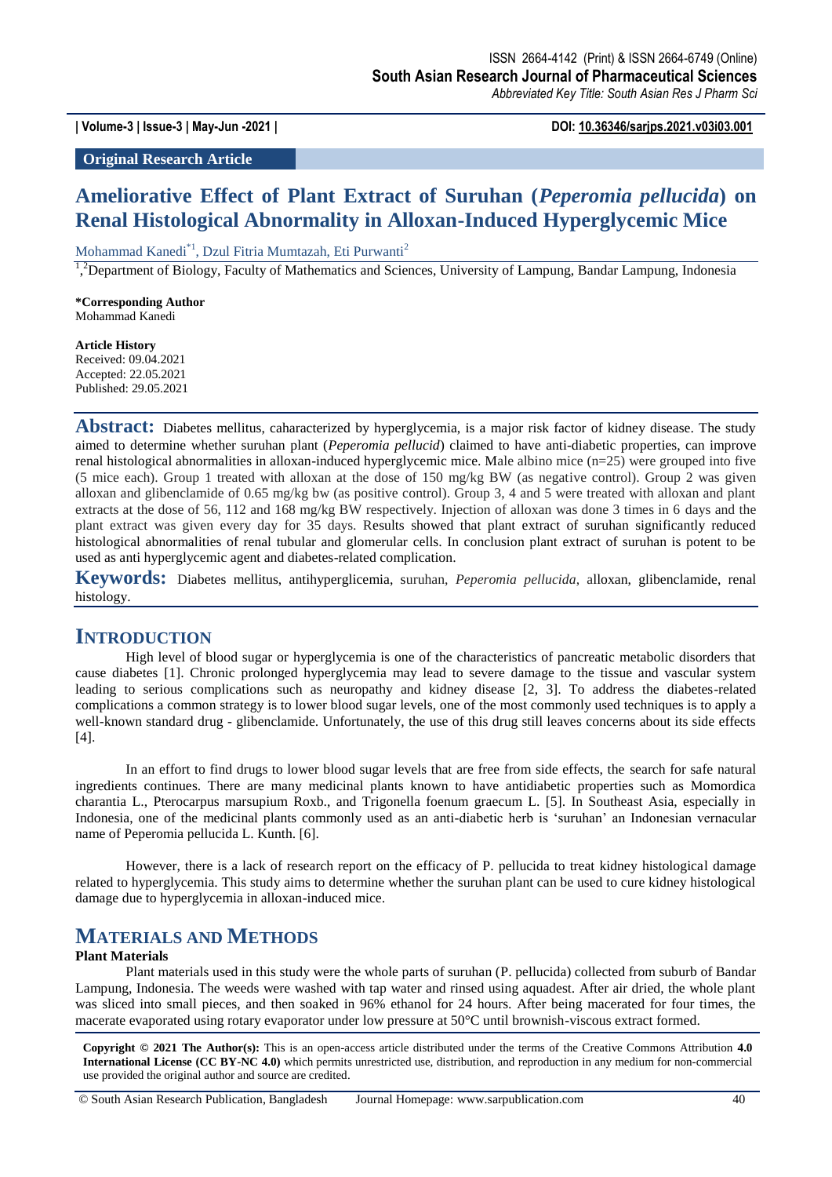**Original Research Article**

# Ameliorative Effect of Plant Extract of Suruhan (*Peperomia pellucida*) on Renal Histological Abnormality in Alloxan-Induced Hyperglycemic Mice

Mohammad Kanedi[*1], Dzul Fitria Mumtazah, Eti Purwanti[2]

[1,2]Department of Biology, Faculty of Mathematics and Sciences, University of Lampung, Bandar Lampung, Indonesia

**\*Corresponding Author**
Mohammad Kanedi

**Article History**
Received: 09.04.2021
Accepted: 22.05.2021
Published: 29.05.2021

**Abstract:** Diabetes mellitus, caharacterized by hyperglycemia, is a major risk factor of kidney disease. The study aimed to determine whether suruhan plant (*Peperomia pellucid*) claimed to have anti-diabetic properties, can improve renal histological abnormalities in alloxan-induced hyperglycemic mice. Male albino mice (n=25) were grouped into five (5 mice each). Group 1 treated with alloxan at the dose of 150 mg/kg BW (as negative control). Group 2 was given alloxan and glibenclamide of 0.65 mg/kg bw (as positive control). Group 3, 4 and 5 were treated with alloxan and plant extracts at the dose of 56, 112 and 168 mg/kg BW respectively. Injection of alloxan was done 3 times in 6 days and the plant extract was given every day for 35 days. Results showed that plant extract of suruhan significantly reduced histological abnormalities of renal tubular and glomerular cells. In conclusion plant extract of suruhan is potent to be used as anti hyperglycemic agent and diabetes-related complication.

**Keywords:** Diabetes mellitus, antihyperglicemia, suruhan, *Peperomia pellucida*, alloxan, glibenclamide, renal histology.

## INTRODUCTION

High level of blood sugar or hyperglycemia is one of the characteristics of pancreatic metabolic disorders that cause diabetes [1]. Chronic prolonged hyperglycemia may lead to severe damage to the tissue and vascular system leading to serious complications such as neuropathy and kidney disease [2, 3]. To address the diabetes-related complications a common strategy is to lower blood sugar levels, one of the most commonly used techniques is to apply a well-known standard drug - glibenclamide. Unfortunately, the use of this drug still leaves concerns about its side effects [4].

In an effort to find drugs to lower blood sugar levels that are free from side effects, the search for safe natural ingredients continues. There are many medicinal plants known to have antidiabetic properties such as Momordica charantia L., Pterocarpus marsupium Roxb., and Trigonella foenum graecum L. [5]. In Southeast Asia, especially in Indonesia, one of the medicinal plants commonly used as an anti-diabetic herb is 'suruhan' an Indonesian vernacular name of Peperomia pellucida L. Kunth. [6].

However, there is a lack of research report on the efficacy of P. pellucida to treat kidney histological damage related to hyperglycemia. This study aims to determine whether the suruhan plant can be used to cure kidney histological damage due to hyperglycemia in alloxan-induced mice.

## MATERIALS AND METHODS

### Plant Materials

Plant materials used in this study were the whole parts of suruhan (P. pellucida) collected from suburb of Bandar Lampung, Indonesia. The weeds were washed with tap water and rinsed using aquadest. After air dried, the whole plant was sliced into small pieces, and then soaked in 96% ethanol for 24 hours. After being macerated for four times, the macerate evaporated using rotary evaporator under low pressure at 50°C until brownish-viscous extract formed.

**Copyright © 2021 The Author(s):** This is an open-access article distributed under the terms of the Creative Commons Attribution **4.0 International License (CC BY-NC 4.0)** which permits unrestricted use, distribution, and reproduction in any medium for non-commercial use provided the original author and source are credited.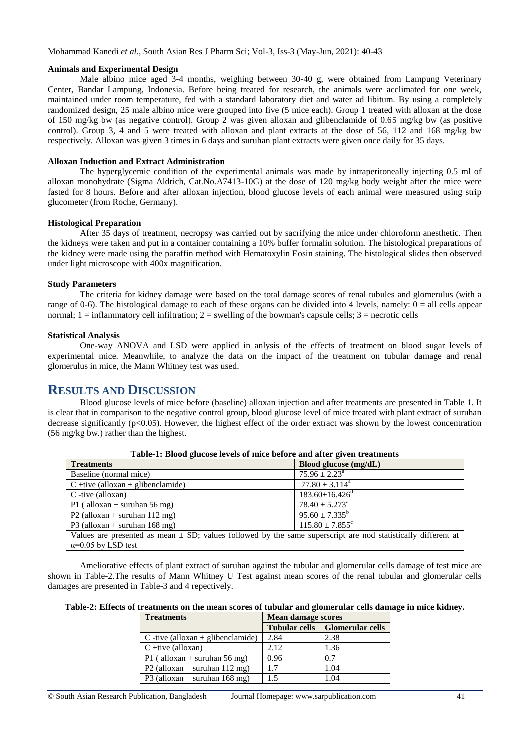### Animals and Experimental Design

Male albino mice aged 3-4 months, weighing between 30-40 g, were obtained from Lampung Veterinary Center, Bandar Lampung, Indonesia. Before being treated for research, the animals were acclimated for one week, maintained under room temperature, fed with a standard laboratory diet and water ad libitum. By using a completely randomized design, 25 male albino mice were grouped into five (5 mice each). Group 1 treated with alloxan at the dose of 150 mg/kg bw (as negative control). Group 2 was given alloxan and glibenclamide of 0.65 mg/kg bw (as positive control). Group 3, 4 and 5 were treated with alloxan and plant extracts at the dose of 56, 112 and 168 mg/kg bw respectively. Alloxan was given 3 times in 6 days and suruhan plant extracts were given once daily for 35 days.

### Alloxan Induction and Extract Administration

The hyperglycemic condition of the experimental animals was made by intraperitoneally injecting 0.5 ml of alloxan monohydrate (Sigma Aldrich, Cat.No.A7413-10G) at the dose of 120 mg/kg body weight after the mice were fasted for 8 hours. Before and after alloxan injection, blood glucose levels of each animal were measured using strip glucometer (from Roche, Germany).

### Histological Preparation

After 35 days of treatment, necropsy was carried out by sacrifying the mice under chloroform anesthetic. Then the kidneys were taken and put in a container containing a 10% buffer formalin solution. The histological preparations of the kidney were made using the paraffin method with Hematoxylin Eosin staining. The histological slides then observed under light microscope with 400x magnification.

### Study Parameters

The criteria for kidney damage were based on the total damage scores of renal tubules and glomerulus (with a range of 0-6). The histological damage to each of these organs can be divided into 4 levels, namely: 0 = all cells appear normal; 1 = inflammatory cell infiltration; 2 = swelling of the bowman's capsule cells; 3 = necrotic cells

### Statistical Analysis

One-way ANOVA and LSD were applied in anlysis of the effects of treatment on blood sugar levels of experimental mice. Meanwhile, to analyze the data on the impact of the treatment on tubular damage and renal glomerulus in mice, the Mann Whitney test was used.

## RESULTS AND DISCUSSION

Blood glucose levels of mice before (baseline) alloxan injection and after treatments are presented in Table 1. It is clear that in comparison to the negative control group, blood glucose level of mice treated with plant extract of suruhan decrease significantly ($p<0.05$). However, the highest effect of the order extract was shown by the lowest concentration (56 mg/kg bw.) rather than the highest.

**Table-1: Blood glucose levels of mice before and after given treatments**

| Treatments | Blood glucose (mg/dL) |
|---|---|
| Baseline (normal mice) | $75.96 \pm 2.23^{a}$ |
| C +tive (alloxan + glibenclamide) | $77.80 \pm 3.114^{a}$ |
| C -tive (alloxan) | $183.60 \pm 16.426^{d}$ |
| P1 ( alloxan + suruhan 56 mg) | $78.40 \pm 5.273^{a}$ |
| P2 (alloxan + suruhan 112 mg) | $95.60 \pm 7.335^{b}$ |
| P3 (alloxan + suruhan 168 mg) | $115.80 \pm 7.855^{c}$ |

Values are presented as mean ± SD; values followed by the same superscript are nod statistically different at $\alpha=0.05$ by LSD test

Ameliorative effects of plant extract of suruhan against the tubular and glomerular cells damage of test mice are shown in Table-2.The results of Mann Whitney U Test against mean scores of the renal tubular and glomerular cells damages are presented in Table-3 and 4 repectively.

**Table-2: Effects of treatments on the mean scores of tubular and glomerular cells damage in mice kidney.**

| Treatments | Mean damage scores | |
|---|---|---|
| | Tubular cells | Glomerular cells |
| C -tive (alloxan + glibenclamide) | 2.84 | 2.38 |
| C +tive (alloxan) | 2.12 | 1.36 |
| P1 ( alloxan + suruhan 56 mg) | 0.96 | 0.7 |
| P2 (alloxan + suruhan 112 mg) | 1.7 | 1.04 |
| P3 (alloxan + suruhan 168 mg) | 1.5 | 1.04 |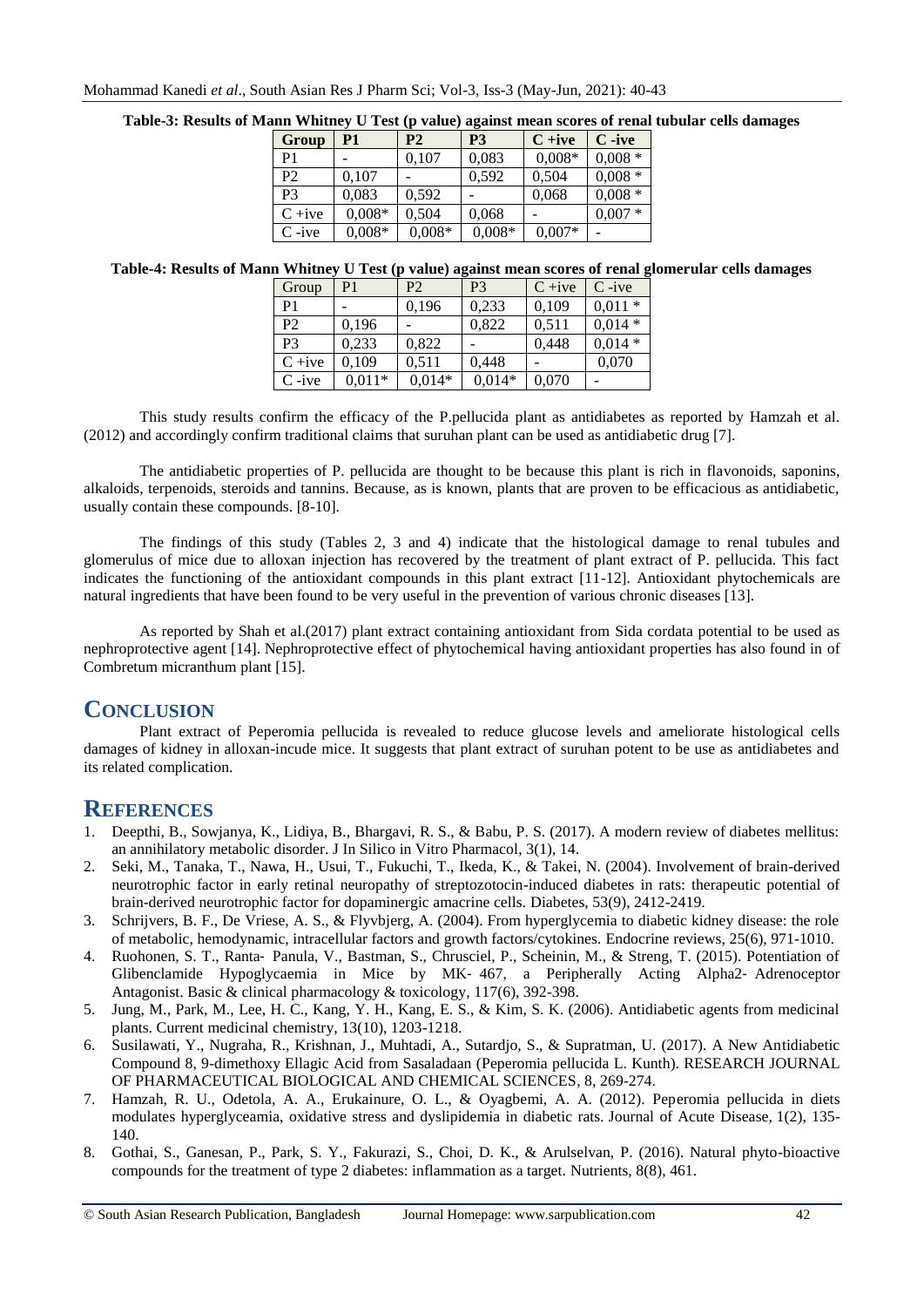**Table-3: Results of Mann Whitney U Test (p value) against mean scores of renal tubular cells damages**

| Group | P1 | P2 | P3 | C +ive | C -ive |
|---|---|---|---|---|---|
| P1 | - | 0,107 | 0,083 | 0,008* | 0,008 * |
| P2 | 0,107 | - | 0,592 | 0,504 | 0,008 * |
| P3 | 0,083 | 0,592 | - | 0,068 | 0,008 * |
| C +ive | 0,008* | 0,504 | 0,068 | - | 0,007 * |
| C -ive | 0,008* | 0,008* | 0,008* | 0,007* | - |

**Table-4: Results of Mann Whitney U Test (p value) against mean scores of renal glomerular cells damages**

| Group | P1 | P2 | P3 | C +ive | C -ive |
|---|---|---|---|---|---|
| P1 | - | 0,196 | 0,233 | 0,109 | 0,011 * |
| P2 | 0,196 | - | 0,822 | 0,511 | 0,014 * |
| P3 | 0,233 | 0,822 | - | 0,448 | 0,014 * |
| C +ive | 0,109 | 0,511 | 0,448 | - | 0,070 |
| C -ive | 0,011* | 0,014* | 0,014* | 0,070 | - |

This study results confirm the efficacy of the P.pellucida plant as antidiabetes as reported by Hamzah et al. (2012) and accordingly confirm traditional claims that suruhan plant can be used as antidiabetic drug [7].

The antidiabetic properties of P. pellucida are thought to be because this plant is rich in flavonoids, saponins, alkaloids, terpenoids, steroids and tannins. Because, as is known, plants that are proven to be efficacious as antidiabetic, usually contain these compounds. [8-10].

The findings of this study (Tables 2, 3 and 4) indicate that the histological damage to renal tubules and glomerulus of mice due to alloxan injection has recovered by the treatment of plant extract of P. pellucida. This fact indicates the functioning of the antioxidant compounds in this plant extract [11-12]. Antioxidant phytochemicals are natural ingredients that have been found to be very useful in the prevention of various chronic diseases [13].

As reported by Shah et al.(2017) plant extract containing antioxidant from Sida cordata potential to be used as nephroprotective agent [14]. Nephroprotective effect of phytochemical having antioxidant properties has also found in of Combretum micranthum plant [15].

## CONCLUSION

Plant extract of Peperomia pellucida is revealed to reduce glucose levels and ameliorate histological cells damages of kidney in alloxan-incude mice. It suggests that plant extract of suruhan potent to be use as antidiabetes and its related complication.

## REFERENCES

1. Deepthi, B., Sowjanya, K., Lidiya, B., Bhargavi, R. S., & Babu, P. S. (2017). A modern review of diabetes mellitus: an annihilatory metabolic disorder. J In Silico in Vitro Pharmacol, 3(1), 14.
2. Seki, M., Tanaka, T., Nawa, H., Usui, T., Fukuchi, T., Ikeda, K., & Takei, N. (2004). Involvement of brain-derived neurotrophic factor in early retinal neuropathy of streptozotocin-induced diabetes in rats: therapeutic potential of brain-derived neurotrophic factor for dopaminergic amacrine cells. Diabetes, 53(9), 2412-2419.
3. Schrijvers, B. F., De Vriese, A. S., & Flyvbjerg, A. (2004). From hyperglycemia to diabetic kidney disease: the role of metabolic, hemodynamic, intracellular factors and growth factors/cytokines. Endocrine reviews, 25(6), 971-1010.
4. Ruohonen, S. T., Ranta‐ Panula, V., Bastman, S., Chrusciel, P., Scheinin, M., & Streng, T. (2015). Potentiation of Glibenclamide Hypoglycaemia in Mice by MK‐ 467, a Peripherally Acting Alpha2‐ Adrenoceptor Antagonist. Basic & clinical pharmacology & toxicology, 117(6), 392-398.
5. Jung, M., Park, M., Lee, H. C., Kang, Y. H., Kang, E. S., & Kim, S. K. (2006). Antidiabetic agents from medicinal plants. Current medicinal chemistry, 13(10), 1203-1218.
6. Susilawati, Y., Nugraha, R., Krishnan, J., Muhtadi, A., Sutardjo, S., & Supratman, U. (2017). A New Antidiabetic Compound 8, 9-dimethoxy Ellagic Acid from Sasaladaan (Peperomia pellucida L. Kunth). RESEARCH JOURNAL OF PHARMACEUTICAL BIOLOGICAL AND CHEMICAL SCIENCES, 8, 269-274.
7. Hamzah, R. U., Odetola, A. A., Erukainure, O. L., & Oyagbemi, A. A. (2012). Peperomia pellucida in diets modulates hyperglyceamia, oxidative stress and dyslipidemia in diabetic rats. Journal of Acute Disease, 1(2), 135-140.
8. Gothai, S., Ganesan, P., Park, S. Y., Fakurazi, S., Choi, D. K., & Arulselvan, P. (2016). Natural phyto-bioactive compounds for the treatment of type 2 diabetes: inflammation as a target. Nutrients, 8(8), 461.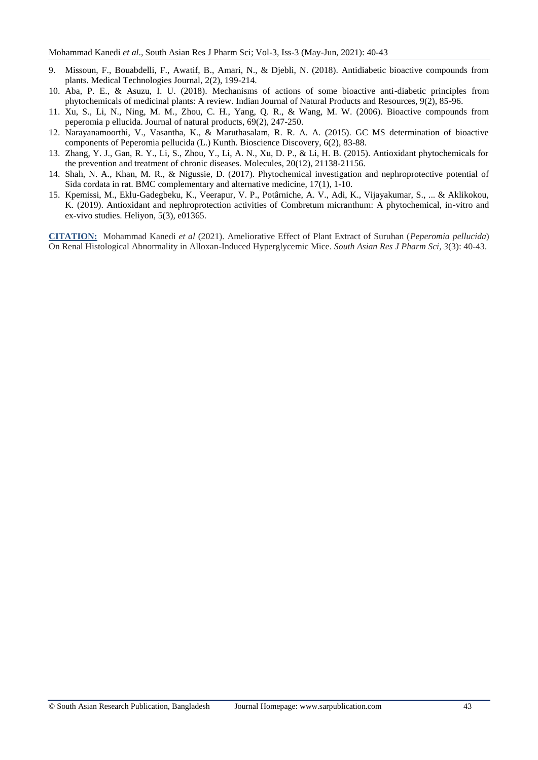9. Missoun, F., Bouabdelli, F., Awatif, B., Amari, N., & Djebli, N. (2018). Antidiabetic bioactive compounds from plants. Medical Technologies Journal, 2(2), 199-214.
10. Aba, P. E., & Asuzu, I. U. (2018). Mechanisms of actions of some bioactive anti-diabetic principles from phytochemicals of medicinal plants: A review. Indian Journal of Natural Products and Resources, 9(2), 85-96.
11. Xu, S., Li, N., Ning, M. M., Zhou, C. H., Yang, Q. R., & Wang, M. W. (2006). Bioactive compounds from peperomia p ellucida. Journal of natural products, 69(2), 247-250.
12. Narayanamoorthi, V., Vasantha, K., & Maruthasalam, R. R. A. A. (2015). GC MS determination of bioactive components of Peperomia pellucida (L.) Kunth. Bioscience Discovery, 6(2), 83-88.
13. Zhang, Y. J., Gan, R. Y., Li, S., Zhou, Y., Li, A. N., Xu, D. P., & Li, H. B. (2015). Antioxidant phytochemicals for the prevention and treatment of chronic diseases. Molecules, 20(12), 21138-21156.
14. Shah, N. A., Khan, M. R., & Nigussie, D. (2017). Phytochemical investigation and nephroprotective potential of Sida cordata in rat. BMC complementary and alternative medicine, 17(1), 1-10.
15. Kpemissi, M., Eklu-Gadegbeku, K., Veerapur, V. P., Potârniche, A. V., Adi, K., Vijayakumar, S., ... & Aklikokou, K. (2019). Antioxidant and nephroprotection activities of Combretum micranthum: A phytochemical, in-vitro and ex-vivo studies. Heliyon, 5(3), e01365.

**CITATION:** Mohammad Kanedi *et al* (2021). Ameliorative Effect of Plant Extract of Suruhan (*Peperomia pellucida*) On Renal Histological Abnormality in Alloxan-Induced Hyperglycemic Mice. *South Asian Res J Pharm Sci, 3*(3): 40-43.